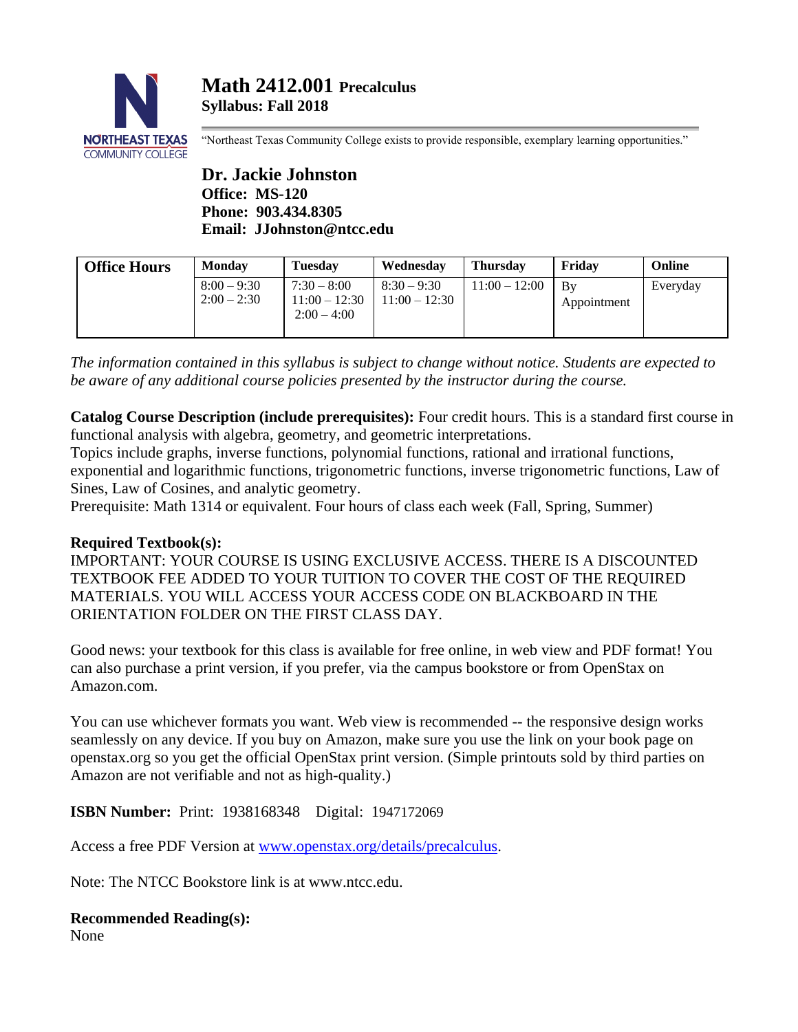# Math 2412.001 Precalculus

**Syllabus: Fall 2018**

"Northeast Texas Community College exists to provide responsible, exemplary learning opportunities."

## Dr. Jackie Johnston

**Office: MS-120**
**Phone: 903.434.8305**
**Email: JJohnston@ntcc.edu**

| Office Hours | Monday | Tuesday | Wednesday | Thursday | Friday | Online |
|---|---|---|---|---|---|---|
| | 8:00 – 9:30<br>2:00 – 2:30 | 7:30 – 8:00<br>11:00 – 12:30<br>2:00 – 4:00 | 8:30 – 9:30<br>11:00 – 12:30 | 11:00 – 12:00 | By Appointment | Everyday |

*The information contained in this syllabus is subject to change without notice. Students are expected to be aware of any additional course policies presented by the instructor during the course.*

**Catalog Course Description (include prerequisites):** Four credit hours. This is a standard first course in functional analysis with algebra, geometry, and geometric interpretations.
Topics include graphs, inverse functions, polynomial functions, rational and irrational functions, exponential and logarithmic functions, trigonometric functions, inverse trigonometric functions, Law of Sines, Law of Cosines, and analytic geometry.
Prerequisite: Math 1314 or equivalent. Four hours of class each week (Fall, Spring, Summer)

**Required Textbook(s):**
IMPORTANT: YOUR COURSE IS USING EXCLUSIVE ACCESS. THERE IS A DISCOUNTED TEXTBOOK FEE ADDED TO YOUR TUITION TO COVER THE COST OF THE REQUIRED MATERIALS. YOU WILL ACCESS YOUR ACCESS CODE ON BLACKBOARD IN THE ORIENTATION FOLDER ON THE FIRST CLASS DAY.

Good news: your textbook for this class is available for free online, in web view and PDF format! You can also purchase a print version, if you prefer, via the campus bookstore or from OpenStax on Amazon.com.

You can use whichever formats you want. Web view is recommended -- the responsive design works seamlessly on any device. If you buy on Amazon, make sure you use the link on your book page on openstax.org so you get the official OpenStax print version. (Simple printouts sold by third parties on Amazon are not verifiable and not as high-quality.)

**ISBN Number:** Print: 1938168348 Digital: 1947172069

Access a free PDF Version at www.openstax.org/details/precalculus.

Note: The NTCC Bookstore link is at www.ntcc.edu.

**Recommended Reading(s):**
None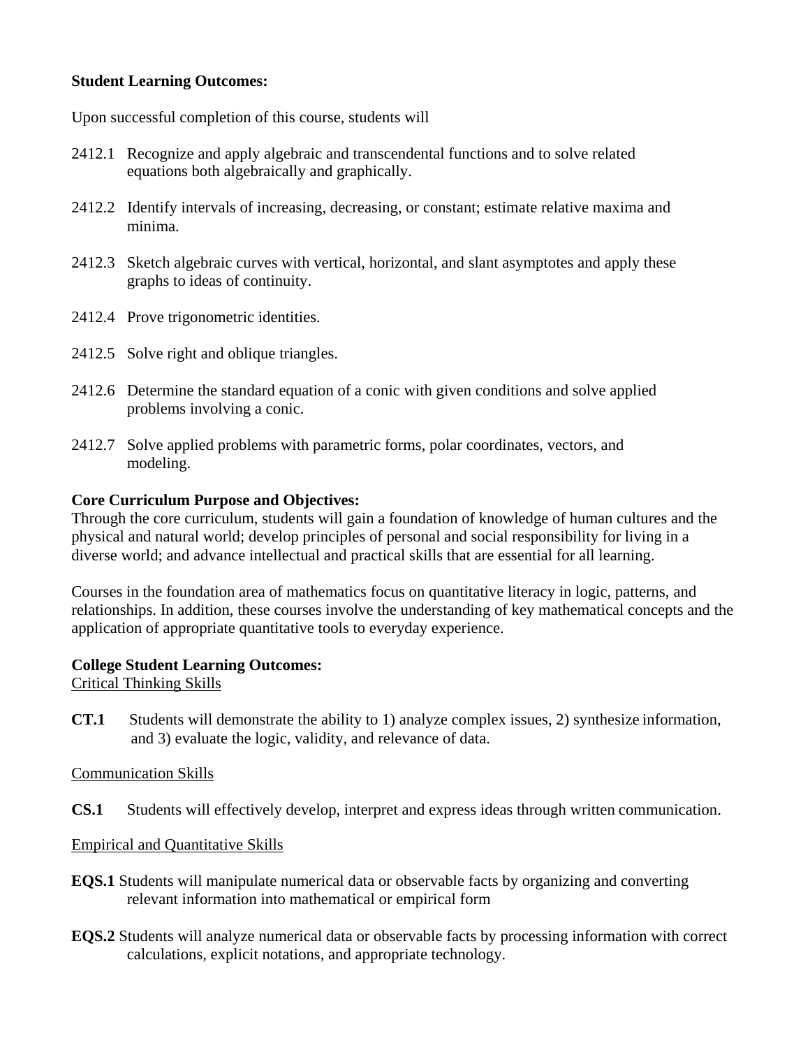**Student Learning Outcomes:**

Upon successful completion of this course, students will

2412.1 Recognize and apply algebraic and transcendental functions and to solve related equations both algebraically and graphically.

2412.2 Identify intervals of increasing, decreasing, or constant; estimate relative maxima and minima.

2412.3 Sketch algebraic curves with vertical, horizontal, and slant asymptotes and apply these graphs to ideas of continuity.

2412.4 Prove trigonometric identities.

2412.5 Solve right and oblique triangles.

2412.6 Determine the standard equation of a conic with given conditions and solve applied problems involving a conic.

2412.7 Solve applied problems with parametric forms, polar coordinates, vectors, and modeling.

**Core Curriculum Purpose and Objectives:**

Through the core curriculum, students will gain a foundation of knowledge of human cultures and the physical and natural world; develop principles of personal and social responsibility for living in a diverse world; and advance intellectual and practical skills that are essential for all learning.

Courses in the foundation area of mathematics focus on quantitative literacy in logic, patterns, and relationships. In addition, these courses involve the understanding of key mathematical concepts and the application of appropriate quantitative tools to everyday experience.

**College Student Learning Outcomes:**

Critical Thinking Skills

**CT.1** Students will demonstrate the ability to 1) analyze complex issues, 2) synthesize information, and 3) evaluate the logic, validity, and relevance of data.

Communication Skills

**CS.1** Students will effectively develop, interpret and express ideas through written communication.

Empirical and Quantitative Skills

**EQS.1** Students will manipulate numerical data or observable facts by organizing and converting relevant information into mathematical or empirical form

**EQS.2** Students will analyze numerical data or observable facts by processing information with correct calculations, explicit notations, and appropriate technology.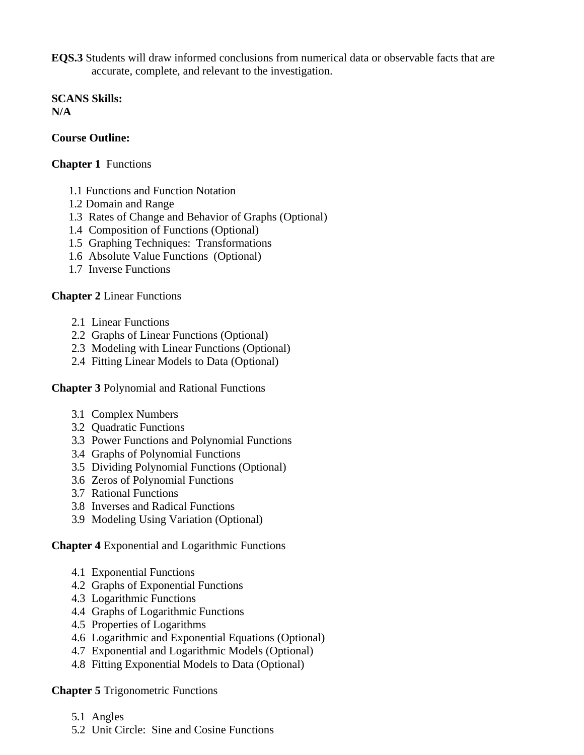**EQS.3** Students will draw informed conclusions from numerical data or observable facts that are accurate, complete, and relevant to the investigation.

**SCANS Skills:**
**N/A**

**Course Outline:**

**Chapter 1** Functions

- 1.1 Functions and Function Notation
- 1.2 Domain and Range
- 1.3 Rates of Change and Behavior of Graphs (Optional)
- 1.4 Composition of Functions (Optional)
- 1.5 Graphing Techniques: Transformations
- 1.6 Absolute Value Functions (Optional)
- 1.7 Inverse Functions

**Chapter 2** Linear Functions

- 2.1 Linear Functions
- 2.2 Graphs of Linear Functions (Optional)
- 2.3 Modeling with Linear Functions (Optional)
- 2.4 Fitting Linear Models to Data (Optional)

**Chapter 3** Polynomial and Rational Functions

- 3.1 Complex Numbers
- 3.2 Quadratic Functions
- 3.3 Power Functions and Polynomial Functions
- 3.4 Graphs of Polynomial Functions
- 3.5 Dividing Polynomial Functions (Optional)
- 3.6 Zeros of Polynomial Functions
- 3.7 Rational Functions
- 3.8 Inverses and Radical Functions
- 3.9 Modeling Using Variation (Optional)

**Chapter 4** Exponential and Logarithmic Functions

- 4.1 Exponential Functions
- 4.2 Graphs of Exponential Functions
- 4.3 Logarithmic Functions
- 4.4 Graphs of Logarithmic Functions
- 4.5 Properties of Logarithms
- 4.6 Logarithmic and Exponential Equations (Optional)
- 4.7 Exponential and Logarithmic Models (Optional)
- 4.8 Fitting Exponential Models to Data (Optional)

**Chapter 5** Trigonometric Functions

- 5.1 Angles
- 5.2 Unit Circle: Sine and Cosine Functions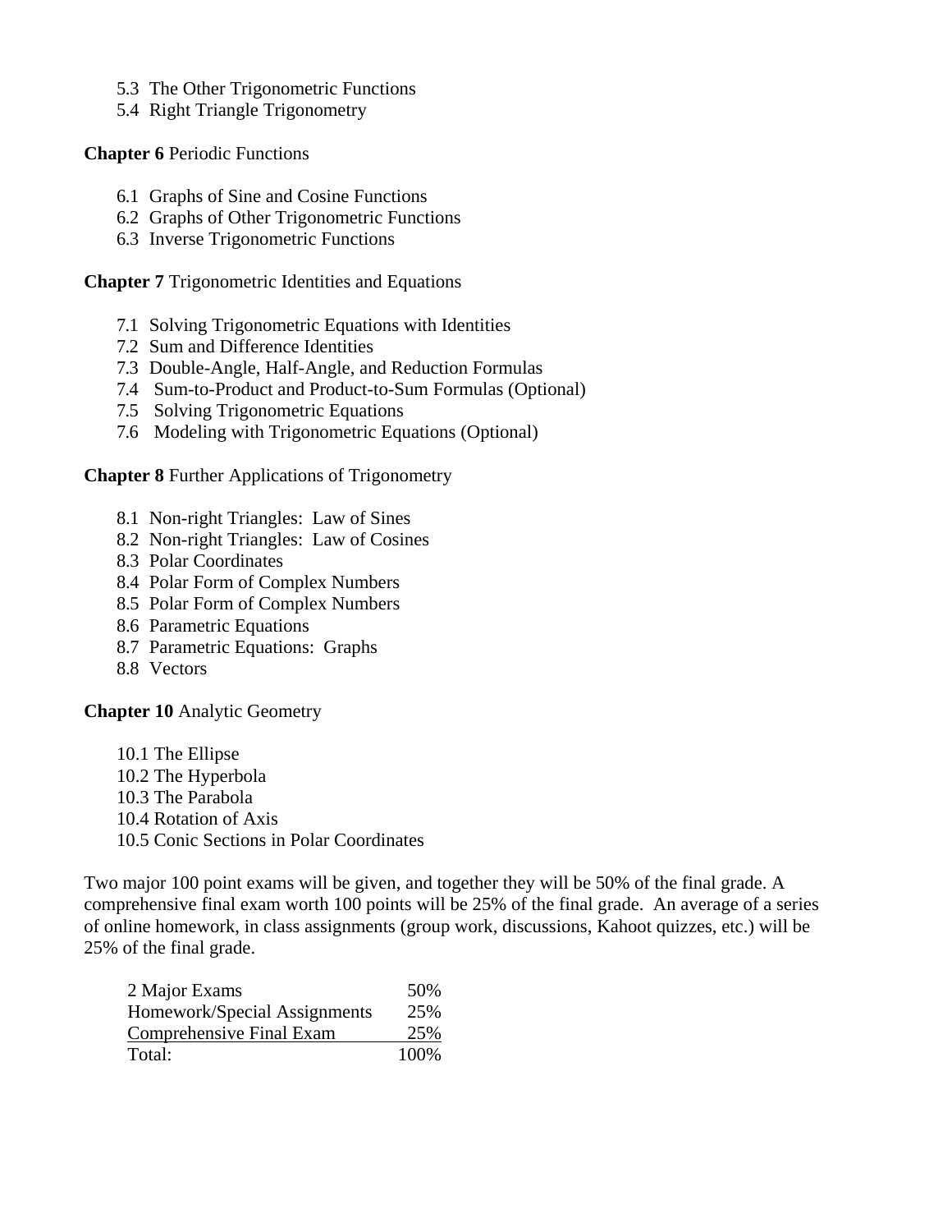- 5.3 The Other Trigonometric Functions
- 5.4 Right Triangle Trigonometry

**Chapter 6** Periodic Functions

- 6.1 Graphs of Sine and Cosine Functions
- 6.2 Graphs of Other Trigonometric Functions
- 6.3 Inverse Trigonometric Functions

**Chapter 7** Trigonometric Identities and Equations

- 7.1 Solving Trigonometric Equations with Identities
- 7.2 Sum and Difference Identities
- 7.3 Double-Angle, Half-Angle, and Reduction Formulas
- 7.4 Sum-to-Product and Product-to-Sum Formulas (Optional)
- 7.5 Solving Trigonometric Equations
- 7.6 Modeling with Trigonometric Equations (Optional)

**Chapter 8** Further Applications of Trigonometry

- 8.1 Non-right Triangles: Law of Sines
- 8.2 Non-right Triangles: Law of Cosines
- 8.3 Polar Coordinates
- 8.4 Polar Form of Complex Numbers
- 8.5 Polar Form of Complex Numbers
- 8.6 Parametric Equations
- 8.7 Parametric Equations: Graphs
- 8.8 Vectors

**Chapter 10** Analytic Geometry

- 10.1 The Ellipse
- 10.2 The Hyperbola
- 10.3 The Parabola
- 10.4 Rotation of Axis
- 10.5 Conic Sections in Polar Coordinates

Two major 100 point exams will be given, and together they will be 50% of the final grade. A comprehensive final exam worth 100 points will be 25% of the final grade. An average of a series of online homework, in class assignments (group work, discussions, Kahoot quizzes, etc.) will be 25% of the final grade.

| Component | Weight |
|---|---|
| 2 Major Exams | 50% |
| Homework/Special Assignments | 25% |
| Comprehensive Final Exam | 25% |
| Total: | 100% |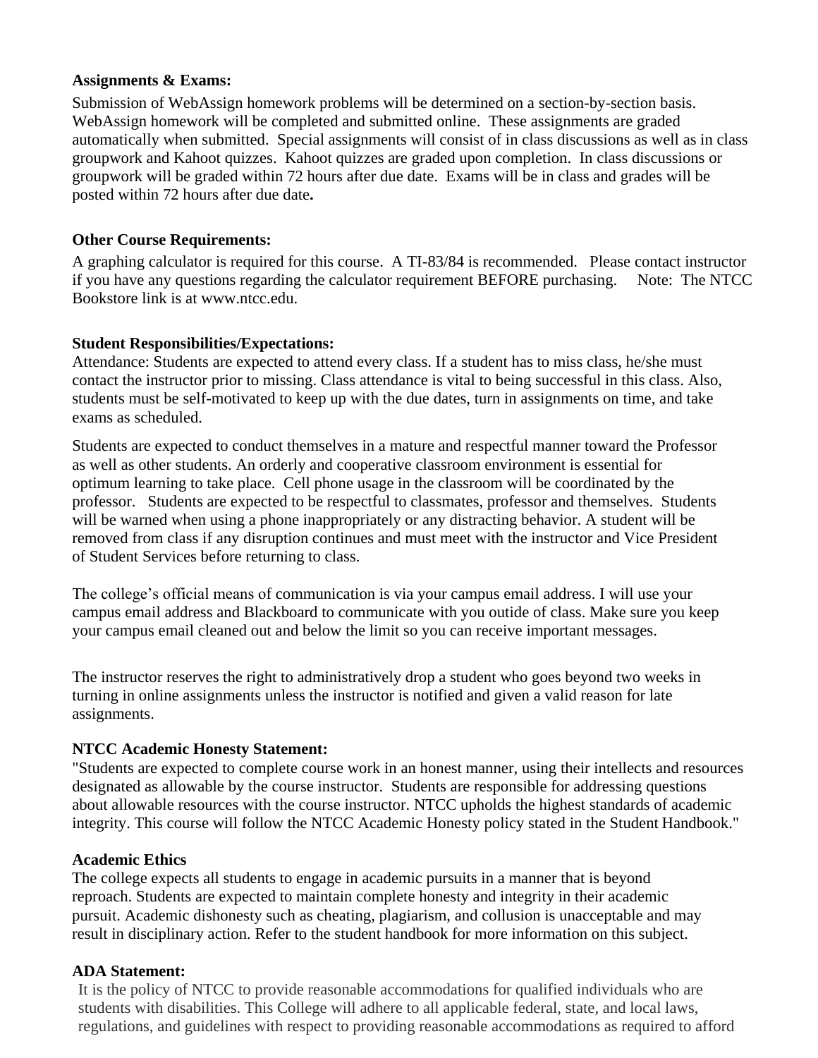**Assignments & Exams:**

Submission of WebAssign homework problems will be determined on a section-by-section basis. WebAssign homework will be completed and submitted online. These assignments are graded automatically when submitted. Special assignments will consist of in class discussions as well as in class groupwork and Kahoot quizzes. Kahoot quizzes are graded upon completion. In class discussions or groupwork will be graded within 72 hours after due date. Exams will be in class and grades will be posted within 72 hours after due date**.**

**Other Course Requirements:**

A graphing calculator is required for this course. A TI-83/84 is recommended. Please contact instructor if you have any questions regarding the calculator requirement BEFORE purchasing. Note: The NTCC Bookstore link is at www.ntcc.edu.

**Student Responsibilities/Expectations:**

Attendance: Students are expected to attend every class. If a student has to miss class, he/she must contact the instructor prior to missing. Class attendance is vital to being successful in this class. Also, students must be self-motivated to keep up with the due dates, turn in assignments on time, and take exams as scheduled.

Students are expected to conduct themselves in a mature and respectful manner toward the Professor as well as other students. An orderly and cooperative classroom environment is essential for optimum learning to take place. Cell phone usage in the classroom will be coordinated by the professor. Students are expected to be respectful to classmates, professor and themselves. Students will be warned when using a phone inappropriately or any distracting behavior. A student will be removed from class if any disruption continues and must meet with the instructor and Vice President of Student Services before returning to class.

The college's official means of communication is via your campus email address. I will use your campus email address and Blackboard to communicate with you outside of class. Make sure you keep your campus email cleaned out and below the limit so you can receive important messages.

The instructor reserves the right to administratively drop a student who goes beyond two weeks in turning in online assignments unless the instructor is notified and given a valid reason for late assignments.

**NTCC Academic Honesty Statement:**

"Students are expected to complete course work in an honest manner, using their intellects and resources designated as allowable by the course instructor. Students are responsible for addressing questions about allowable resources with the course instructor. NTCC upholds the highest standards of academic integrity. This course will follow the NTCC Academic Honesty policy stated in the Student Handbook."

**Academic Ethics**

The college expects all students to engage in academic pursuits in a manner that is beyond reproach. Students are expected to maintain complete honesty and integrity in their academic pursuit. Academic dishonesty such as cheating, plagiarism, and collusion is unacceptable and may result in disciplinary action. Refer to the student handbook for more information on this subject.

**ADA Statement:**

It is the policy of NTCC to provide reasonable accommodations for qualified individuals who are students with disabilities. This College will adhere to all applicable federal, state, and local laws, regulations, and guidelines with respect to providing reasonable accommodations as required to afford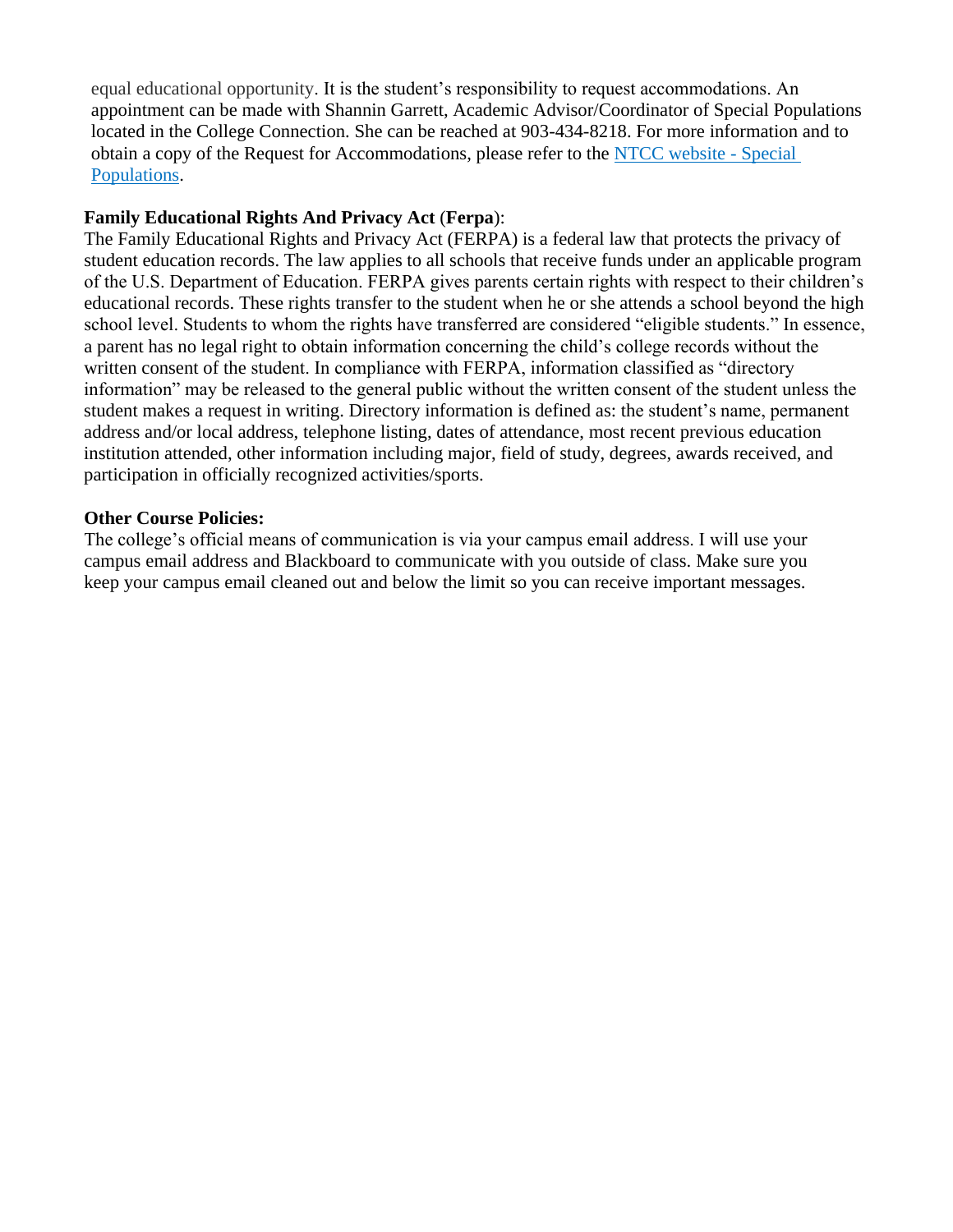equal educational opportunity. It is the student's responsibility to request accommodations. An appointment can be made with Shannin Garrett, Academic Advisor/Coordinator of Special Populations located in the College Connection. She can be reached at 903-434-8218. For more information and to obtain a copy of the Request for Accommodations, please refer to the [NTCC website - Special Populations](NTCC website - Special Populations).

**Family Educational Rights And Privacy Act (Ferpa)**:

The Family Educational Rights and Privacy Act (FERPA) is a federal law that protects the privacy of student education records. The law applies to all schools that receive funds under an applicable program of the U.S. Department of Education. FERPA gives parents certain rights with respect to their children's educational records. These rights transfer to the student when he or she attends a school beyond the high school level. Students to whom the rights have transferred are considered "eligible students." In essence, a parent has no legal right to obtain information concerning the child's college records without the written consent of the student. In compliance with FERPA, information classified as "directory information" may be released to the general public without the written consent of the student unless the student makes a request in writing. Directory information is defined as: the student's name, permanent address and/or local address, telephone listing, dates of attendance, most recent previous education institution attended, other information including major, field of study, degrees, awards received, and participation in officially recognized activities/sports.

**Other Course Policies:**

The college's official means of communication is via your campus email address. I will use your campus email address and Blackboard to communicate with you outside of class. Make sure you keep your campus email cleaned out and below the limit so you can receive important messages.